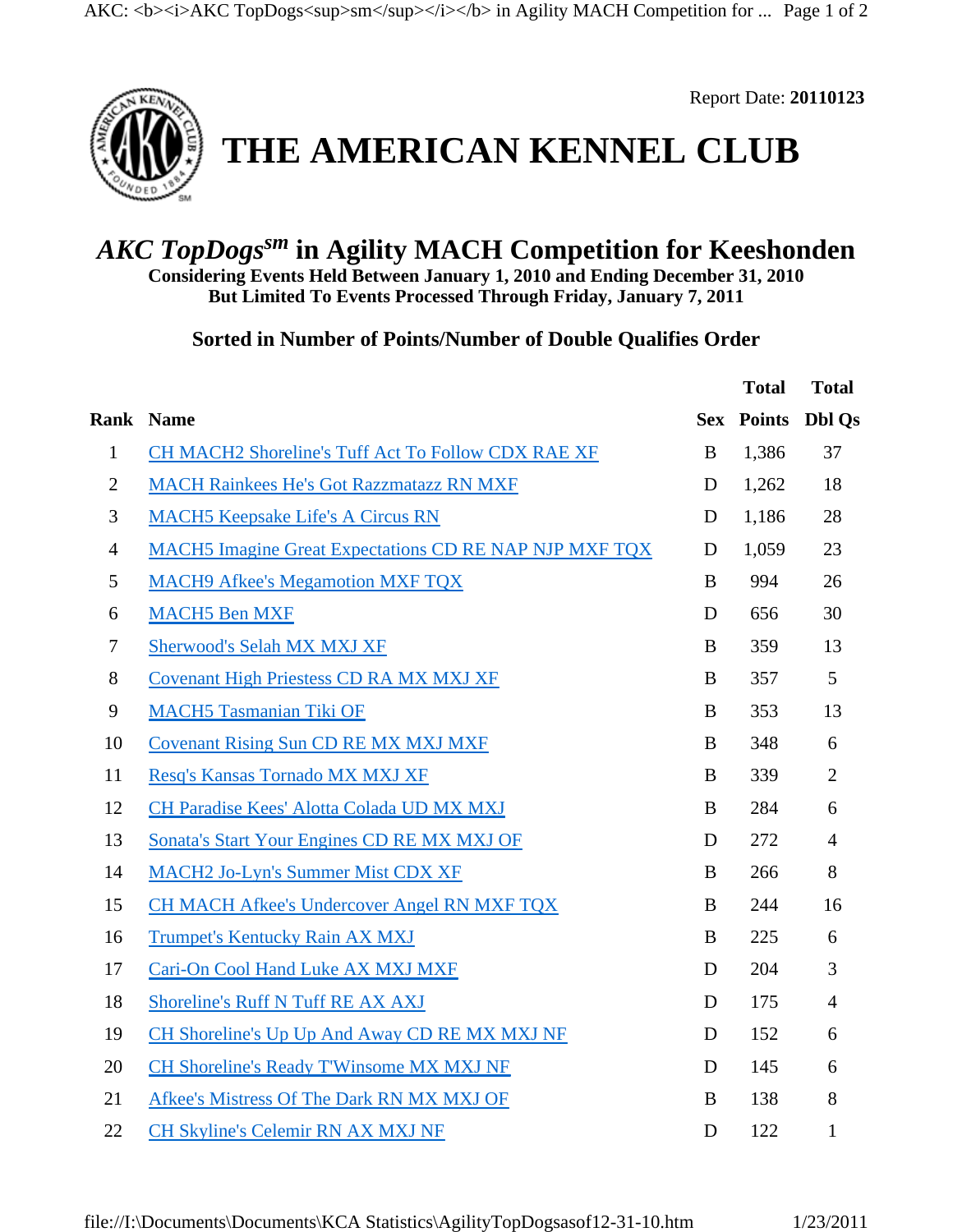Report Date: **20110123**

# THE AMERICAN KENNEL CLUB

## *AKC TopDogs*sm in Agility MACH Competition for Keeshonden

**Considering Events Held Between January 1, 2010 and Ending December 31, 2010**
**But Limited To Events Processed Through Friday, January 7, 2011**

### Sorted in Number of Points/Number of Double Qualifies Order

| Rank | Name | Sex | Total Points | Total Dbl Qs |
|---|---|---|---|---|
| 1 | CH MACH2 Shoreline's Tuff Act To Follow CDX RAE XF | B | 1,386 | 37 |
| 2 | MACH Rainkees He's Got Razzmatazz RN MXF | D | 1,262 | 18 |
| 3 | MACH5 Keepsake Life's A Circus RN | D | 1,186 | 28 |
| 4 | MACH5 Imagine Great Expectations CD RE NAP NJP MXF TQX | D | 1,059 | 23 |
| 5 | MACH9 Afkee's Megamotion MXF TQX | B | 994 | 26 |
| 6 | MACH5 Ben MXF | D | 656 | 30 |
| 7 | Sherwood's Selah MX MXJ XF | B | 359 | 13 |
| 8 | Covenant High Priestess CD RA MX MXJ XF | B | 357 | 5 |
| 9 | MACH5 Tasmanian Tiki OF | B | 353 | 13 |
| 10 | Covenant Rising Sun CD RE MX MXJ MXF | B | 348 | 6 |
| 11 | Resq's Kansas Tornado MX MXJ XF | B | 339 | 2 |
| 12 | CH Paradise Kees' Alotta Colada UD MX MXJ | B | 284 | 6 |
| 13 | Sonata's Start Your Engines CD RE MX MXJ OF | D | 272 | 4 |
| 14 | MACH2 Jo-Lyn's Summer Mist CDX XF | B | 266 | 8 |
| 15 | CH MACH Afkee's Undercover Angel RN MXF TQX | B | 244 | 16 |
| 16 | Trumpet's Kentucky Rain AX MXJ | B | 225 | 6 |
| 17 | Cari-On Cool Hand Luke AX MXJ MXF | D | 204 | 3 |
| 18 | Shoreline's Ruff N Tuff RE AX AXJ | D | 175 | 4 |
| 19 | CH Shoreline's Up Up And Away CD RE MX MXJ NF | D | 152 | 6 |
| 20 | CH Shoreline's Ready T'Winsome MX MXJ NF | D | 145 | 6 |
| 21 | Afkee's Mistress Of The Dark RN MX MXJ OF | B | 138 | 8 |
| 22 | CH Skyline's Celemir RN AX MXJ NF | D | 122 | 1 |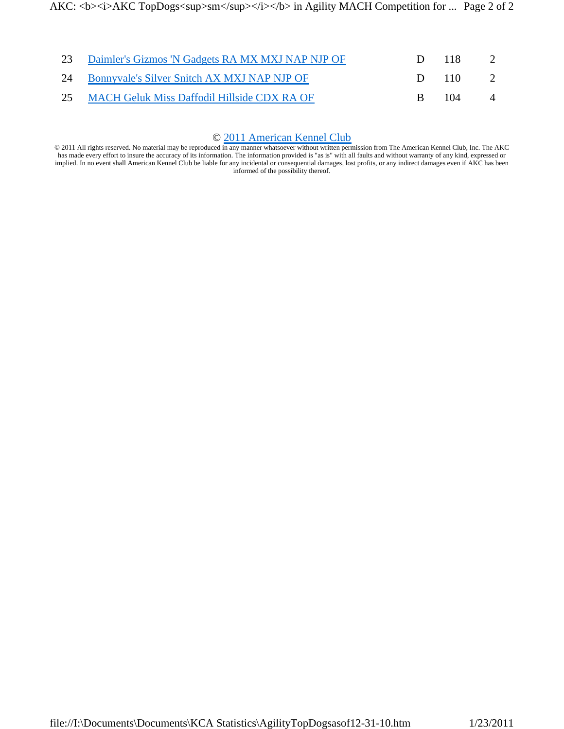| | | | | |
|---|---|---|---|---|
| 23 | Daimler's Gizmos 'N Gadgets RA MX MXJ NAP NJP OF | D | 118 | 2 |
| 24 | Bonnyvale's Silver Snitch AX MXJ NAP NJP OF | D | 110 | 2 |
| 25 | MACH Geluk Miss Daffodil Hillside CDX RA OF | B | 104 | 4 |

© 2011 American Kennel Club

© 2011 All rights reserved. No material may be reproduced in any manner whatsoever without written permission from The American Kennel Club, Inc. The AKC has made every effort to insure the accuracy of its information. The information provided is "as is" with all faults and without warranty of any kind, expressed or implied. In no event shall American Kennel Club be liable for any incidental or consequential damages, lost profits, or any indirect damages even if AKC has been informed of the possibility thereof.